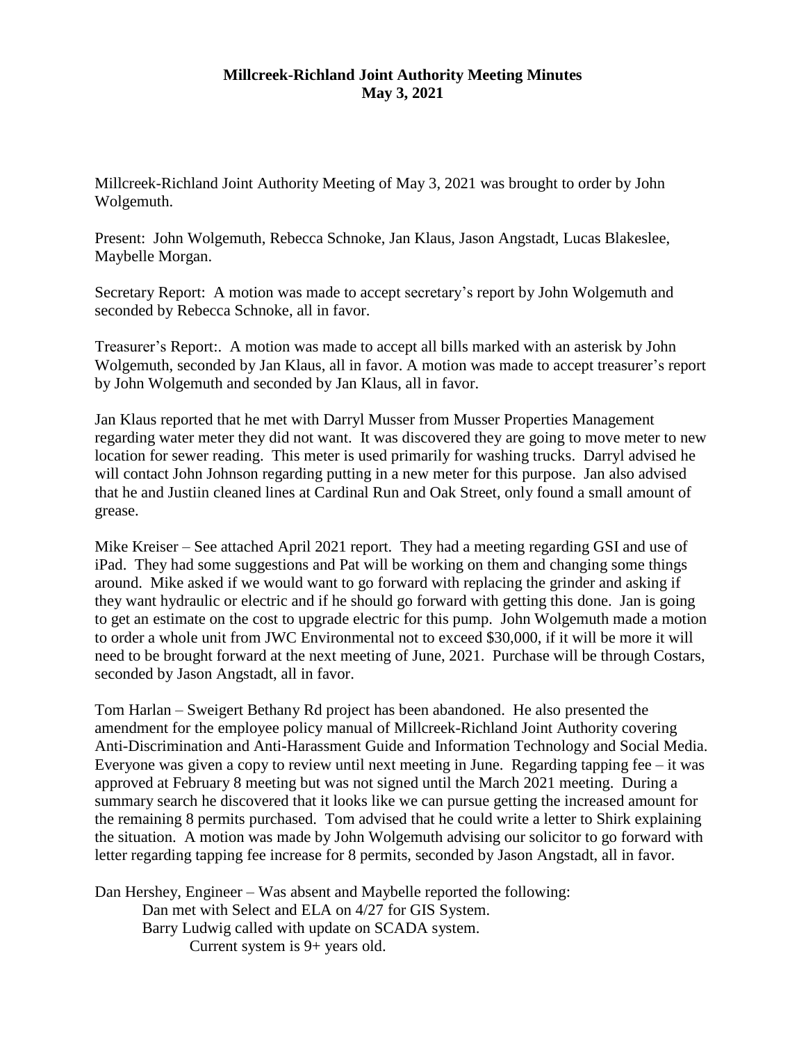**Millcreek-Richland Joint Authority Meeting Minutes**
**May 3, 2021**

Millcreek-Richland Joint Authority Meeting of May 3, 2021 was brought to order by John Wolgemuth.

Present: John Wolgemuth, Rebecca Schnoke, Jan Klaus, Jason Angstadt, Lucas Blakeslee, Maybelle Morgan.

Secretary Report: A motion was made to accept secretary's report by John Wolgemuth and seconded by Rebecca Schnoke, all in favor.

Treasurer's Report:. A motion was made to accept all bills marked with an asterisk by John Wolgemuth, seconded by Jan Klaus, all in favor. A motion was made to accept treasurer's report by John Wolgemuth and seconded by Jan Klaus, all in favor.

Jan Klaus reported that he met with Darryl Musser from Musser Properties Management regarding water meter they did not want. It was discovered they are going to move meter to new location for sewer reading. This meter is used primarily for washing trucks. Darryl advised he will contact John Johnson regarding putting in a new meter for this purpose. Jan also advised that he and Justiin cleaned lines at Cardinal Run and Oak Street, only found a small amount of grease.

Mike Kreiser – See attached April 2021 report. They had a meeting regarding GSI and use of iPad. They had some suggestions and Pat will be working on them and changing some things around. Mike asked if we would want to go forward with replacing the grinder and asking if they want hydraulic or electric and if he should go forward with getting this done. Jan is going to get an estimate on the cost to upgrade electric for this pump. John Wolgemuth made a motion to order a whole unit from JWC Environmental not to exceed $30,000, if it will be more it will need to be brought forward at the next meeting of June, 2021. Purchase will be through Costars, seconded by Jason Angstadt, all in favor.

Tom Harlan – Sweigert Bethany Rd project has been abandoned. He also presented the amendment for the employee policy manual of Millcreek-Richland Joint Authority covering Anti-Discrimination and Anti-Harassment Guide and Information Technology and Social Media. Everyone was given a copy to review until next meeting in June. Regarding tapping fee – it was approved at February 8 meeting but was not signed until the March 2021 meeting. During a summary search he discovered that it looks like we can pursue getting the increased amount for the remaining 8 permits purchased. Tom advised that he could write a letter to Shirk explaining the situation. A motion was made by John Wolgemuth advising our solicitor to go forward with letter regarding tapping fee increase for 8 permits, seconded by Jason Angstadt, all in favor.

Dan Hershey, Engineer – Was absent and Maybelle reported the following:

- Dan met with Select and ELA on 4/27 for GIS System.
- Barry Ludwig called with update on SCADA system.
  - Current system is 9+ years old.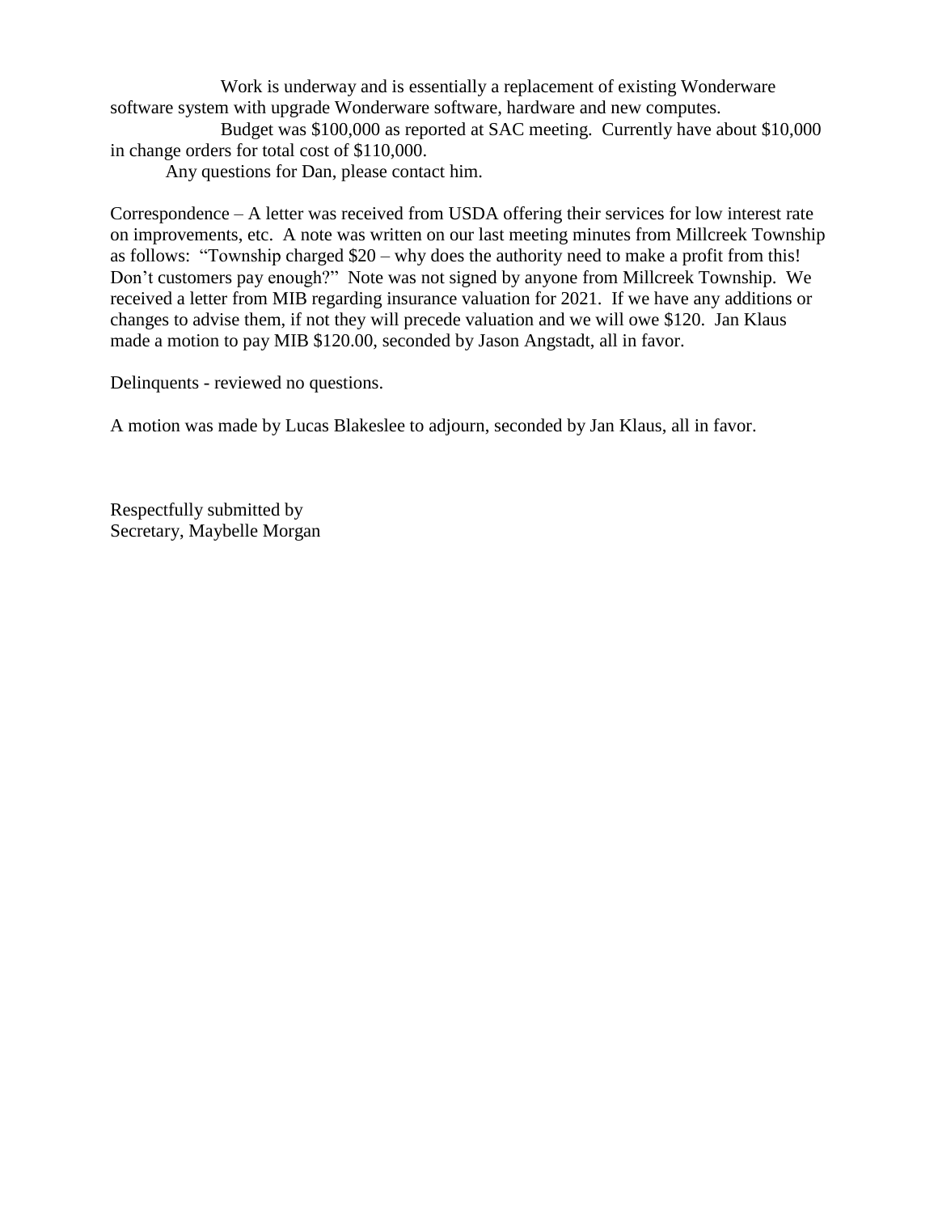Work is underway and is essentially a replacement of existing Wonderware software system with upgrade Wonderware software, hardware and new computes.

Budget was $100,000 as reported at SAC meeting. Currently have about $10,000 in change orders for total cost of $110,000.

Any questions for Dan, please contact him.

Correspondence – A letter was received from USDA offering their services for low interest rate on improvements, etc. A note was written on our last meeting minutes from Millcreek Township as follows: "Township charged $20 – why does the authority need to make a profit from this! Don't customers pay enough?" Note was not signed by anyone from Millcreek Township. We received a letter from MIB regarding insurance valuation for 2021. If we have any additions or changes to advise them, if not they will precede valuation and we will owe $120. Jan Klaus made a motion to pay MIB $120.00, seconded by Jason Angstadt, all in favor.

Delinquents - reviewed no questions.

A motion was made by Lucas Blakeslee to adjourn, seconded by Jan Klaus, all in favor.

Respectfully submitted by
Secretary, Maybelle Morgan